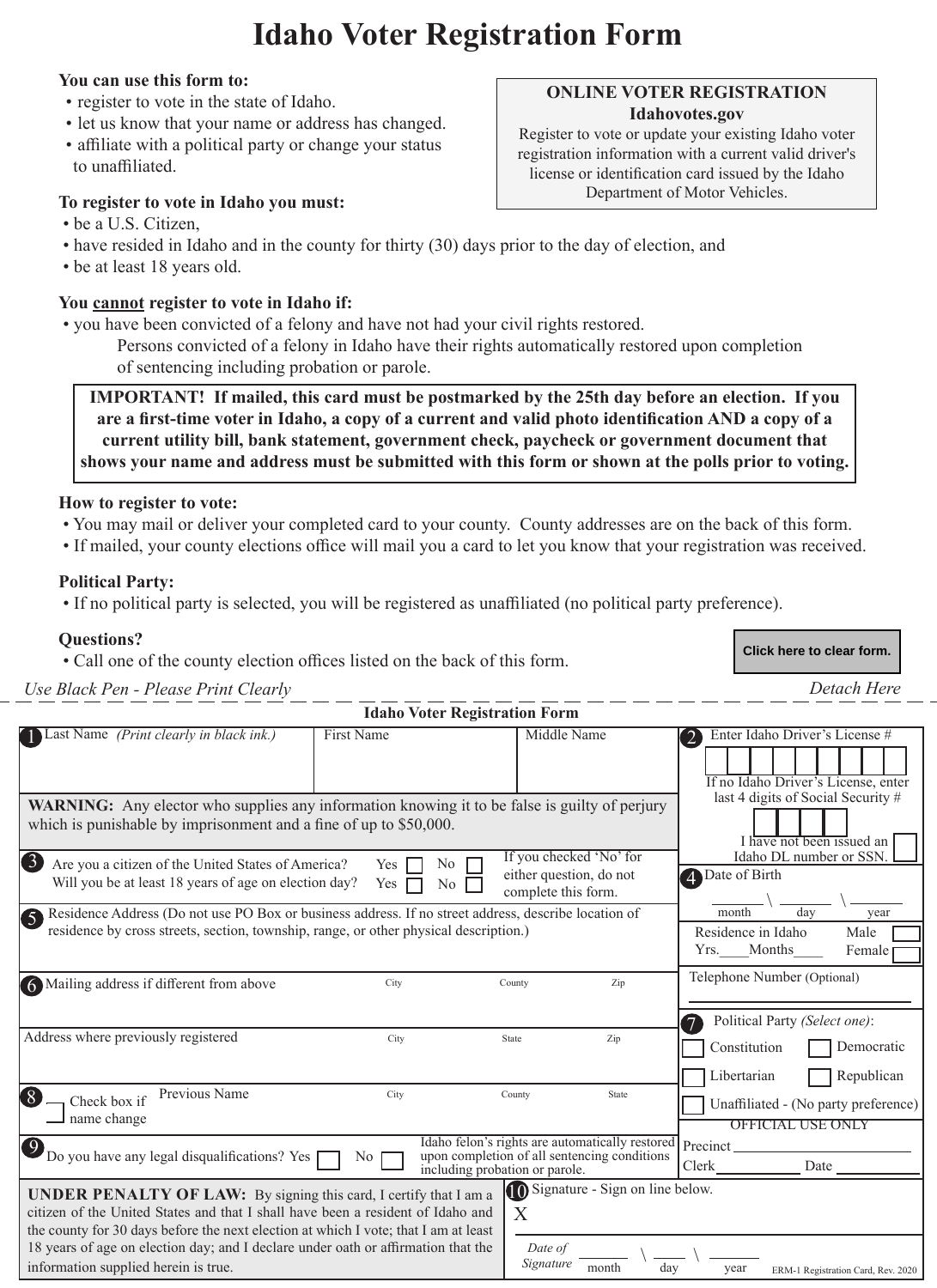# Idaho Voter Registration Form

**You can use this form to:**

- register to vote in the state of Idaho.
- let us know that your name or address has changed.
- affiliate with a political party or change your status to unaffiliated.

**ONLINE VOTER REGISTRATION**
**Idahovotes.gov**
Register to vote or update your existing Idaho voter registration information with a current valid driver's license or identification card issued by the Idaho Department of Motor Vehicles.

**To register to vote in Idaho you must:**

- be a U.S. Citizen,
- have resided in Idaho and in the county for thirty (30) days prior to the day of election, and
- be at least 18 years old.

**You cannot register to vote in Idaho if:**

- you have been convicted of a felony and have not had your civil rights restored.
  Persons convicted of a felony in Idaho have their rights automatically restored upon completion of sentencing including probation or parole.

**IMPORTANT! If mailed, this card must be postmarked by the 25th day before an election. If you are a first-time voter in Idaho, a copy of a current and valid photo identification AND a copy of a current utility bill, bank statement, government check, paycheck or government document that shows your name and address must be submitted with this form or shown at the polls prior to voting.**

**How to register to vote:**

- You may mail or deliver your completed card to your county. County addresses are on the back of this form.
- If mailed, your county elections office will mail you a card to let you know that your registration was received.

**Political Party:**

- If no political party is selected, you will be registered as unaffiliated (no political party preference).

**Questions?**

- Call one of the county election offices listed on the back of this form.

Click here to clear form.

*Use Black Pen - Please Print Clearly* *Detach Here*

---

## Idaho Voter Registration Form

**1** Last Name *(Print clearly in black ink.)* | First Name | Middle Name

**WARNING:** Any elector who supplies any information knowing it to be false is guilty of perjury which is punishable by imprisonment and a fine of up to $50,000.

**2** Enter Idaho Driver's License # ☐☐☐☐☐☐☐☐☐

If no Idaho Driver's License, enter last 4 digits of Social Security # ☐☐☐☐

I have not been issued an Idaho DL number or SSN. ☐

**3** Are you a citizen of the United States of America? Yes ☐ No ☐
Will you be at least 18 years of age on election day? Yes ☐ No ☐
If you checked 'No' for either question, do not complete this form.

**4** Date of Birth ______ \ ______ \ ______ (month / day / year)

**5** Residence Address (Do not use PO Box or business address. If no street address, describe location of residence by cross streets, section, township, range, or other physical description.)

Residence in Idaho Yrs.____ Months____

Male ☐ Female ☐

**6** Mailing address if different from above | City | County | Zip

Telephone Number (Optional) ____________

Address where previously registered | City | State | Zip

**7** Political Party *(Select one)*:

- ☐ Constitution
- ☐ Democratic
- ☐ Libertarian
- ☐ Republican
- ☐ Unaffiliated - (No party preference)

**8** ☐ Check box if name change | Previous Name | City | County | State

OFFICIAL USE ONLY
Precinct ____________
Clerk ____________ Date ____________

**9** Do you have any legal disqualifications? Yes ☐ No ☐
Idaho felon's rights are automatically restored upon completion of all sentencing conditions including probation or parole.

**UNDER PENALTY OF LAW:** By signing this card, I certify that I am a citizen of the United States and that I shall have been a resident of Idaho and the county for 30 days before the next election at which I vote; that I am at least 18 years of age on election day; and I declare under oath or affirmation that the information supplied herein is true.

**10** Signature - Sign on line below.
X

*Date of Signature* ______ \ ______ \ ______ (month / day / year)

ERM-1 Registration Card, Rev. 2020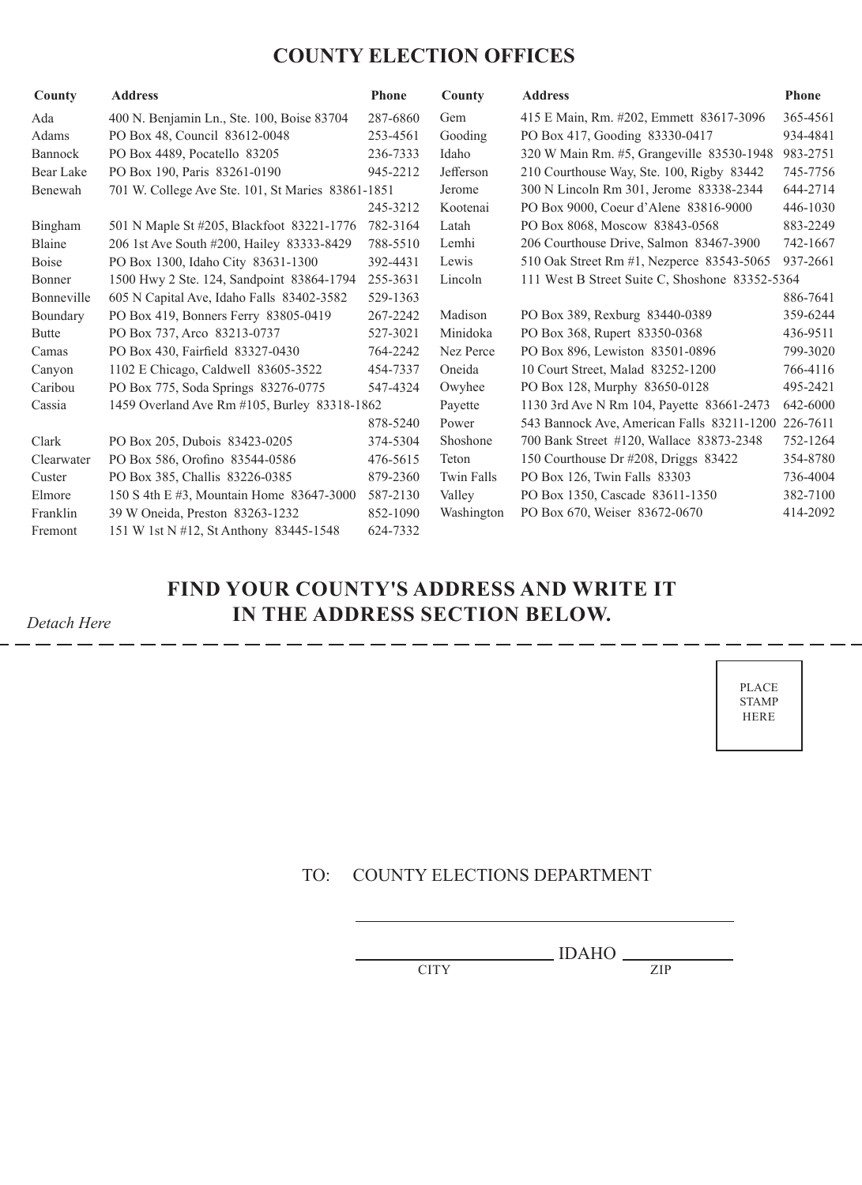# COUNTY ELECTION OFFICES

| County | Address | Phone | County | Address | Phone |
|---|---|---|---|---|---|
| Ada | 400 N. Benjamin Ln., Ste. 100, Boise 83704 | 287-6860 | Gem | 415 E Main, Rm. #202, Emmett 83617-3096 | 365-4561 |
| Adams | PO Box 48, Council 83612-0048 | 253-4561 | Gooding | PO Box 417, Gooding 83330-0417 | 934-4841 |
| Bannock | PO Box 4489, Pocatello 83205 | 236-7333 | Idaho | 320 W Main Rm. #5, Grangeville 83530-1948 | 983-2751 |
| Bear Lake | PO Box 190, Paris 83261-0190 | 945-2212 | Jefferson | 210 Courthouse Way, Ste. 100, Rigby 83442 | 745-7756 |
| Benewah | 701 W. College Ave Ste. 101, St Maries 83861-1851 | 245-3212 | Jerome | 300 N Lincoln Rm 301, Jerome 83338-2344 | 644-2714 |
| | | | Kootenai | PO Box 9000, Coeur d'Alene 83816-9000 | 446-1030 |
| Bingham | 501 N Maple St #205, Blackfoot 83221-1776 | 782-3164 | Latah | PO Box 8068, Moscow 83843-0568 | 883-2249 |
| Blaine | 206 1st Ave South #200, Hailey 83333-8429 | 788-5510 | Lemhi | 206 Courthouse Drive, Salmon 83467-3900 | 742-1667 |
| Boise | PO Box 1300, Idaho City 83631-1300 | 392-4431 | Lewis | 510 Oak Street Rm #1, Nezperce 83543-5065 | 937-2661 |
| Bonner | 1500 Hwy 2 Ste. 124, Sandpoint 83864-1794 | 255-3631 | Lincoln | 111 West B Street Suite C, Shoshone 83352-5364 | 886-7641 |
| Bonneville | 605 N Capital Ave, Idaho Falls 83402-3582 | 529-1363 | | | |
| Boundary | PO Box 419, Bonners Ferry 83805-0419 | 267-2242 | Madison | PO Box 389, Rexburg 83440-0389 | 359-6244 |
| Butte | PO Box 737, Arco 83213-0737 | 527-3021 | Minidoka | PO Box 368, Rupert 83350-0368 | 436-9511 |
| Camas | PO Box 430, Fairfield 83327-0430 | 764-2242 | Nez Perce | PO Box 896, Lewiston 83501-0896 | 799-3020 |
| Canyon | 1102 E Chicago, Caldwell 83605-3522 | 454-7337 | Oneida | 10 Court Street, Malad 83252-1200 | 766-4116 |
| Caribou | PO Box 775, Soda Springs 83276-0775 | 547-4324 | Owyhee | PO Box 128, Murphy 83650-0128 | 495-2421 |
| Cassia | 1459 Overland Ave Rm #105, Burley 83318-1862 | 878-5240 | Payette | 1130 3rd Ave N Rm 104, Payette 83661-2473 | 642-6000 |
| | | | Power | 543 Bannock Ave, American Falls 83211-1200 | 226-7611 |
| Clark | PO Box 205, Dubois 83423-0205 | 374-5304 | Shoshone | 700 Bank Street #120, Wallace 83873-2348 | 752-1264 |
| Clearwater | PO Box 586, Orofino 83544-0586 | 476-5615 | Teton | 150 Courthouse Dr #208, Driggs 83422 | 354-8780 |
| Custer | PO Box 385, Challis 83226-0385 | 879-2360 | Twin Falls | PO Box 126, Twin Falls 83303 | 736-4004 |
| Elmore | 150 S 4th E #3, Mountain Home 83647-3000 | 587-2130 | Valley | PO Box 1350, Cascade 83611-1350 | 382-7100 |
| Franklin | 39 W Oneida, Preston 83263-1232 | 852-1090 | Washington | PO Box 670, Weiser 83672-0670 | 414-2092 |
| Fremont | 151 W 1st N #12, St Anthony 83445-1548 | 624-7332 | | | |

## FIND YOUR COUNTY'S ADDRESS AND WRITE IT IN THE ADDRESS SECTION BELOW.

*Detach Here*

PLACE STAMP HERE

TO: COUNTY ELECTIONS DEPARTMENT

\_\_\_\_\_\_\_\_\_\_\_\_\_\_\_\_\_\_\_\_\_\_\_\_\_\_\_\_\_\_\_\_\_\_\_\_\_\_\_\_

\_\_\_\_\_\_\_\_\_\_\_\_\_\_\_\_\_\_\_\_ IDAHO \_\_\_\_\_\_\_\_\_\_

CITY ZIP